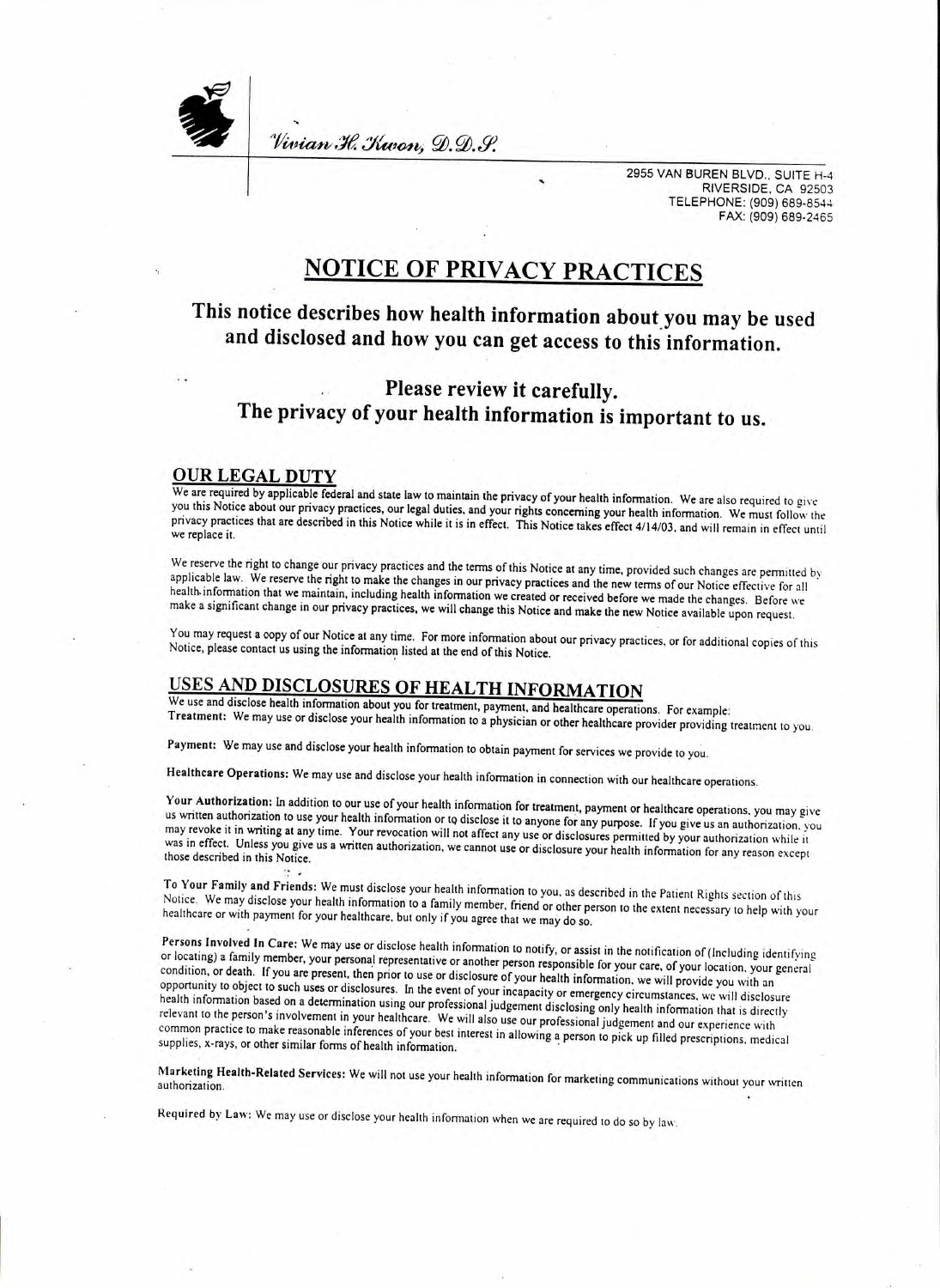*Vivian H. Kwon, D.D.S.*

2955 VAN BUREN BLVD., SUITE H-4
RIVERSIDE, CA 92503
TELEPHONE: (909) 689-8544
FAX: (909) 689-2465

# NOTICE OF PRIVACY PRACTICES

## This notice describes how health information about you may be used and disclosed and how you can get access to this information.

## Please review it carefully. The privacy of your health information is important to us.

### OUR LEGAL DUTY

We are required by applicable federal and state law to maintain the privacy of your health information. We are also required to give you this Notice about our privacy practices, our legal duties, and your rights concerning your health information. We must follow the privacy practices that are described in this Notice while it is in effect. This Notice takes effect 4/14/03, and will remain in effect until we replace it.

We reserve the right to change our privacy practices and the terms of this Notice at any time, provided such changes are permitted by applicable law. We reserve the right to make the changes in our privacy practices and the new terms of our Notice effective for all health information that we maintain, including health information we created or received before we made the changes. Before we make a significant change in our privacy practices, we will change this Notice and make the new Notice available upon request.

You may request a copy of our Notice at any time. For more information about our privacy practices, or for additional copies of this Notice, please contact us using the information listed at the end of this Notice.

### USES AND DISCLOSURES OF HEALTH INFORMATION

We use and disclose health information about you for treatment, payment, and healthcare operations. For example:

**Treatment:** We may use or disclose your health information to a physician or other healthcare provider providing treatment to you.

**Payment:** We may use and disclose your health information to obtain payment for services we provide to you.

**Healthcare Operations:** We may use and disclose your health information in connection with our healthcare operations.

**Your Authorization:** In addition to our use of your health information for treatment, payment or healthcare operations, you may give us written authorization to use your health information or to disclose it to anyone for any purpose. If you give us an authorization, you may revoke it in writing at any time. Your revocation will not affect any use or disclosures permitted by your authorization while it was in effect. Unless you give us a written authorization, we cannot use or disclosure your health information for any reason except those described in this Notice.

**To Your Family and Friends:** We must disclose your health information to you, as described in the Patient Rights section of this Notice. We may disclose your health information to a family member, friend or other person to the extent necessary to help with your healthcare or with payment for your healthcare, but only if you agree that we may do so.

**Persons Involved In Care:** We may use or disclose health information to notify, or assist in the notification of (Including identifying or locating) a family member, your personal representative or another person responsible for your care, of your location, your general condition, or death. If you are present, then prior to use or disclosure of your health information, we will provide you with an opportunity to object to such uses or disclosures. In the event of your incapacity or emergency circumstances, we will disclosure health information based on a determination using our professional judgement disclosing only health information that is directly relevant to the person's involvement in your healthcare. We will also use our professional judgement and our experience with common practice to make reasonable inferences of your best interest in allowing a person to pick up filled prescriptions, medical supplies, x-rays, or other similar forms of health information.

**Marketing Health-Related Services:** We will not use your health information for marketing communications without your written authorization.

**Required by Law:** We may use or disclose your health information when we are required to do so by law.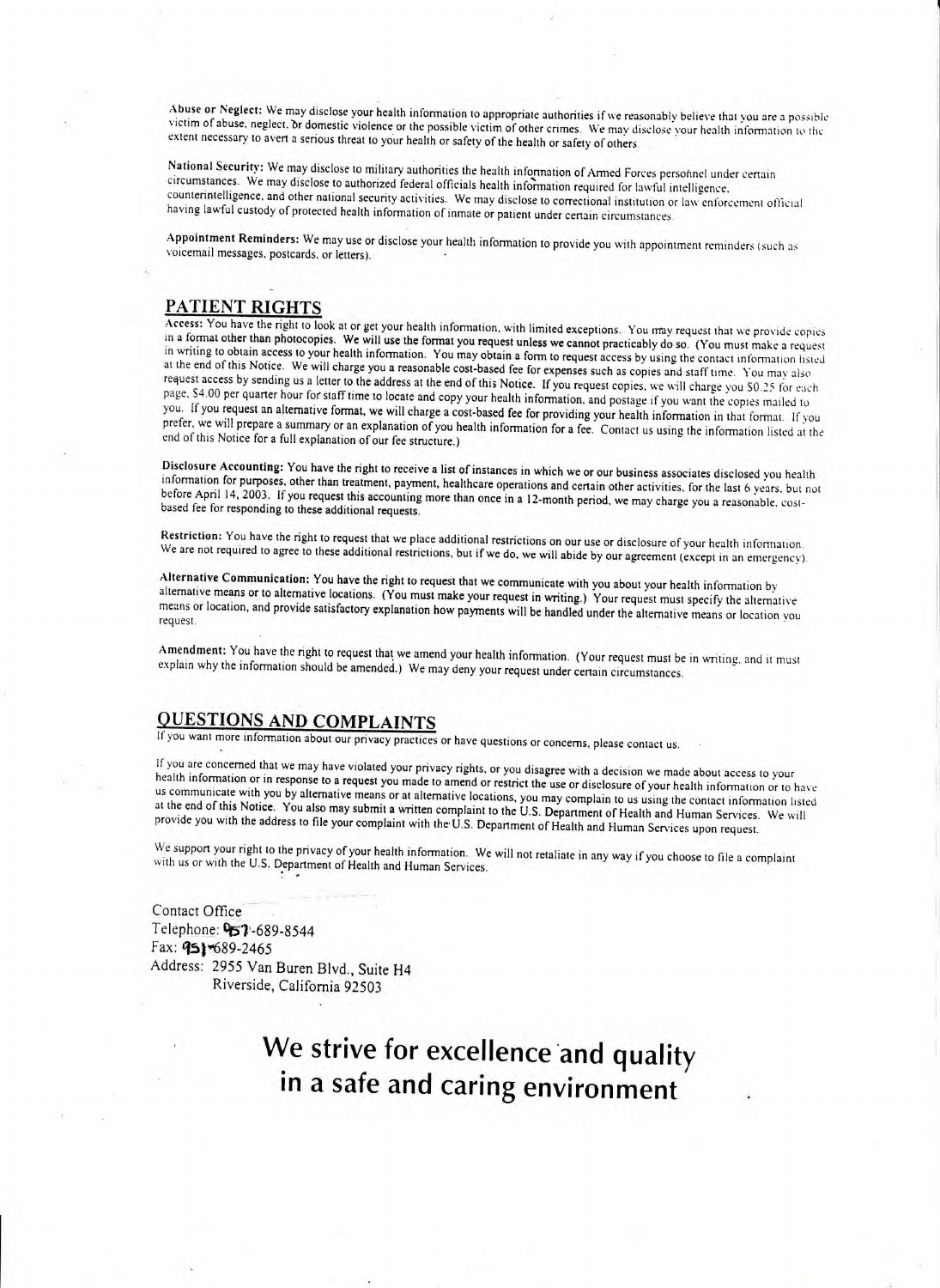**Abuse or Neglect:** We may disclose your health information to appropriate authorities if we reasonably believe that you are a possible victim of abuse, neglect, or domestic violence or the possible victim of other crimes. We may disclose your health information to the extent necessary to avert a serious threat to your health or safety of the health or safety of others.

**National Security:** We may disclose to military authorities the health information of Armed Forces personnel under certain circumstances. We may disclose to authorized federal officials health information required for lawful intelligence, counterintelligence, and other national security activities. We may disclose to correctional institution or law enforcement official having lawful custody of protected health information of inmate or patient under certain circumstances.

**Appointment Reminders:** We may use or disclose your health information to provide you with appointment reminders (such as voicemail messages, postcards, or letters).

## PATIENT RIGHTS

**Access:** You have the right to look at or get your health information, with limited exceptions. You may request that we provide copies in a format other than photocopies. We will use the format you request unless we cannot practicably do so. (You must make a request in writing to obtain access to your health information. You may obtain a form to request access by using the contact information listed at the end of this Notice. We will charge you a reasonable cost-based fee for expenses such as copies and staff time. You may also request access by sending us a letter to the address at the end of this Notice. If you request copies, we will charge you $0.25 for each page, $4.00 per quarter hour for staff time to locate and copy your health information, and postage if you want the copies mailed to you. If you request an alternative format, we will charge a cost-based fee for providing your health information in that format. If you prefer, we will prepare a summary or an explanation of you health information for a fee. Contact us using the information listed at the end of this Notice for a full explanation of our fee structure.)

**Disclosure Accounting:** You have the right to receive a list of instances in which we or our business associates disclosed you health information for purposes, other than treatment, payment, healthcare operations and certain other activities, for the last 6 years, but not before April 14, 2003. If you request this accounting more than once in a 12-month period, we may charge you a reasonable, cost-based fee for responding to these additional requests.

**Restriction:** You have the right to request that we place additional restrictions on our use or disclosure of your health information. We are not required to agree to these additional restrictions, but if we do, we will abide by our agreement (except in an emergency).

**Alternative Communication:** You have the right to request that we communicate with you about your health information by alternative means or to alternative locations. (You must make your request in writing.) Your request must specify the alternative means or location, and provide satisfactory explanation how payments will be handled under the alternative means or location you request.

**Amendment:** You have the right to request that we amend your health information. (Your request must be in writing, and it must explain why the information should be amended.) We may deny your request under certain circumstances.

## QUESTIONS AND COMPLAINTS

If you want more information about our privacy practices or have questions or concerns, please contact us.

If you are concerned that we may have violated your privacy rights, or you disagree with a decision we made about access to your health information or in response to a request you made to amend or restrict the use or disclosure of your health information or to have us communicate with you by alternative means or at alternative locations, you may complain to us using the contact information listed at the end of this Notice. You also may submit a written complaint to the U.S. Department of Health and Human Services. We will provide you with the address to file your complaint with the U.S. Department of Health and Human Services upon request.

We support your right to the privacy of your health information. We will not retaliate in any way if you choose to file a complaint with us or with the U.S. Department of Health and Human Services.

Contact Office
Telephone: 951-689-8544
Fax: 951-689-2465
Address: 2955 Van Buren Blvd., Suite H4
Riverside, California 92503

# We strive for excellence and quality in a safe and caring environment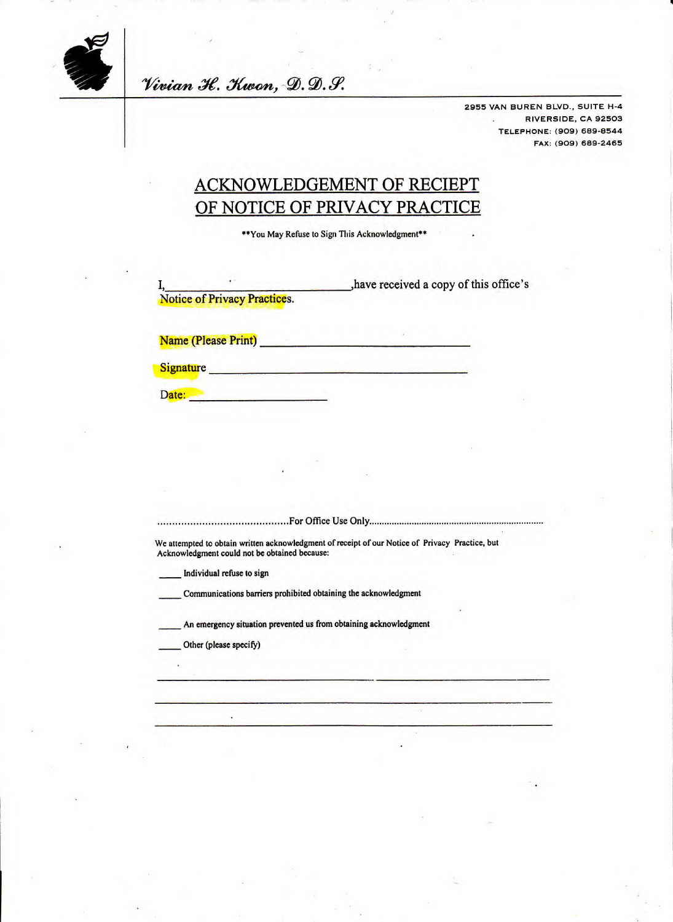Vivian H. Kwon, D.D.S.

2955 VAN BUREN BLVD., SUITE H-4
RIVERSIDE, CA 92503
TELEPHONE: (909) 689-8544
FAX: (909) 689-2465

# ACKNOWLEDGEMENT OF RECIEPT OF NOTICE OF PRIVACY PRACTICE

**You May Refuse to Sign This Acknowledgment**

I,_______________________________,have received a copy of this office's Notice of Privacy Practices.

Name (Please Print) ________________________________

Signature ________________________________________

Date: ____________________

............................................For Office Use Only....................................................................

We attempted to obtain written acknowledgment of receipt of our Notice of Privacy Practice, but Acknowledgment could not be obtained because:

____ Individual refuse to sign

____ Communications barriers prohibited obtaining the acknowledgment

____ An emergency situation prevented us from obtaining acknowledgment

____ Other (please specify)

_______________________________________________________________

_______________________________________________________________

_______________________________________________________________